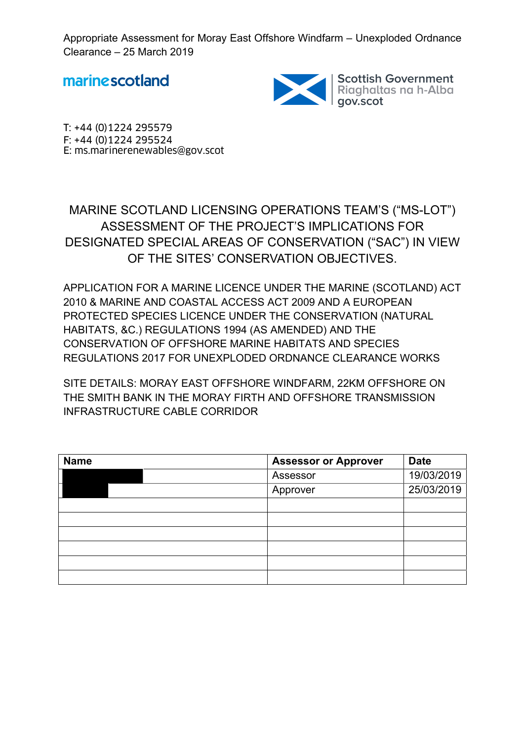Appropriate Assessment for Moray East Offshore Windfarm – Unexploded Ordnance Clearance – 25 March 2019

marinescotland

Scottish Government
Riaghaltas na h-Alba
gov.scot

T: +44 (0)1224 295579
F: +44 (0)1224 295524
E: ms.marinerenewables@gov.scot

# MARINE SCOTLAND LICENSING OPERATIONS TEAM'S ("MS-LOT") ASSESSMENT OF THE PROJECT'S IMPLICATIONS FOR DESIGNATED SPECIAL AREAS OF CONSERVATION ("SAC") IN VIEW OF THE SITES' CONSERVATION OBJECTIVES.

APPLICATION FOR A MARINE LICENCE UNDER THE MARINE (SCOTLAND) ACT 2010 & MARINE AND COASTAL ACCESS ACT 2009 AND A EUROPEAN PROTECTED SPECIES LICENCE UNDER THE CONSERVATION (NATURAL HABITATS, &C.) REGULATIONS 1994 (AS AMENDED) AND THE CONSERVATION OF OFFSHORE MARINE HABITATS AND SPECIES REGULATIONS 2017 FOR UNEXPLODED ORDNANCE CLEARANCE WORKS

SITE DETAILS: MORAY EAST OFFSHORE WINDFARM, 22KM OFFSHORE ON THE SMITH BANK IN THE MORAY FIRTH AND OFFSHORE TRANSMISSION INFRASTRUCTURE CABLE CORRIDOR

| Name | Assessor or Approver | Date |
|---|---|---|
| [redacted] | Assessor | 19/03/2019 |
| [redacted] | Approver | 25/03/2019 |
| | | |
| | | |
| | | |
| | | |
| | | |
| | | |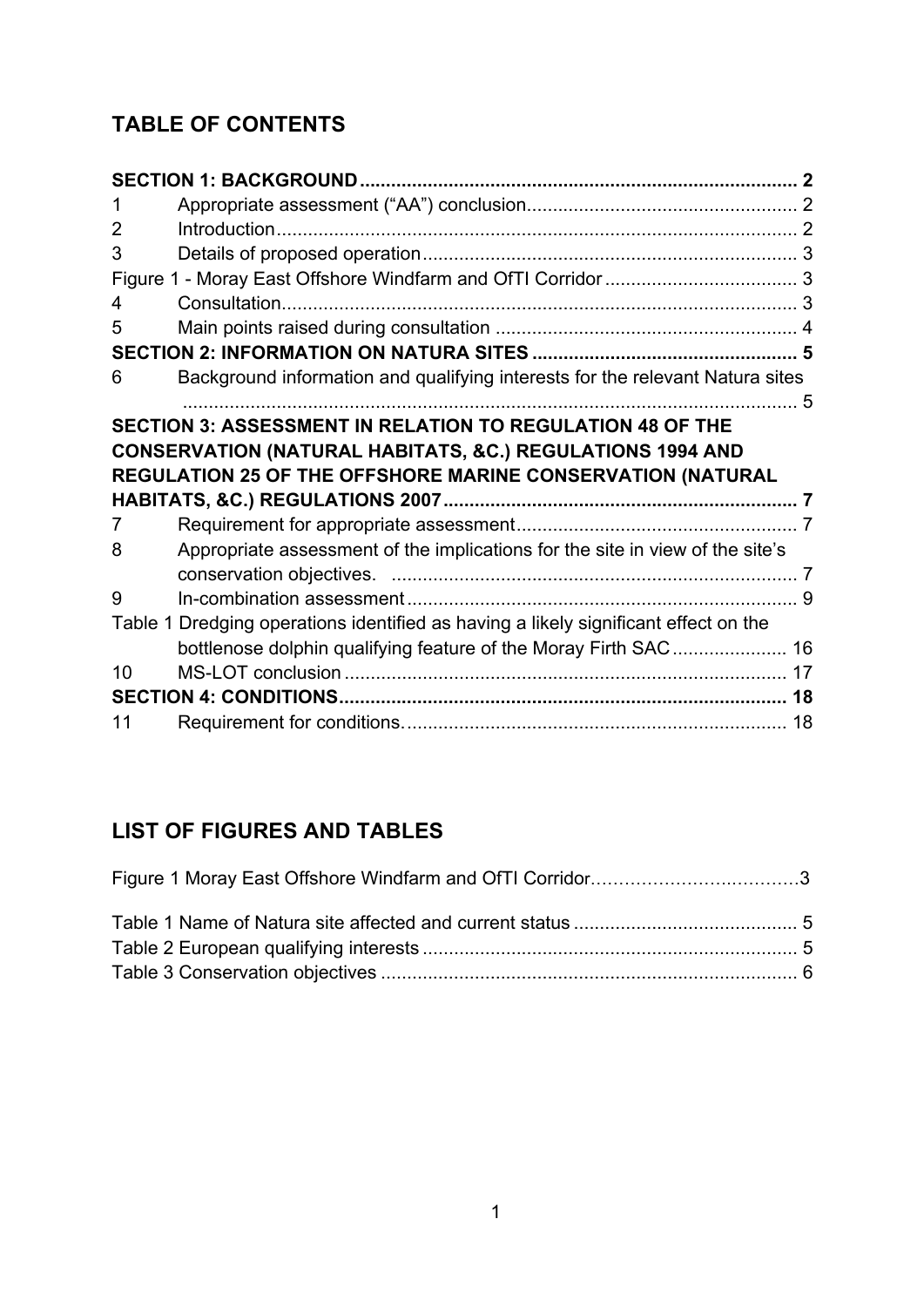## TABLE OF CONTENTS

**SECTION 1: BACKGROUND** .................................................................................... **2**

1 Appropriate assessment (“AA”) conclusion .................................................... 2

2 Introduction .................................................................................................. 2

3 Details of proposed operation ....................................................................... 3

Figure 1 - Moray East Offshore Windfarm and OfTI Corridor .................................... 3

4 Consultation ................................................................................................. 3

5 Main points raised during consultation ......................................................... 4

**SECTION 2: INFORMATION ON NATURA SITES** .................................................. **5**

6 Background information and qualifying interests for the relevant Natura sites ..................................................................................................................... 5

**SECTION 3: ASSESSMENT IN RELATION TO REGULATION 48 OF THE CONSERVATION (NATURAL HABITATS, &C.) REGULATIONS 1994 AND REGULATION 25 OF THE OFFSHORE MARINE CONSERVATION (NATURAL HABITATS, &C.) REGULATIONS 2007** .................................................................... **7**

7 Requirement for appropriate assessment ...................................................... 7

8 Appropriate assessment of the implications for the site in view of the site’s conservation objectives. ............................................................................ 7

9 In-combination assessment .......................................................................... 9

Table 1 Dredging operations identified as having a likely significant effect on the bottlenose dolphin qualifying feature of the Moray Firth SAC ...................... 16

10 MS-LOT conclusion .................................................................................... 17

**SECTION 4: CONDITIONS** ..................................................................................... **18**

11 Requirement for conditions. ......................................................................... 18

## LIST OF FIGURES AND TABLES

Figure 1 Moray East Offshore Windfarm and OfTI Corridor..................................3

Table 1 Name of Natura site affected and current status .......................................... 5

Table 2 European qualifying interests ....................................................................... 5

Table 3 Conservation objectives ............................................................................... 6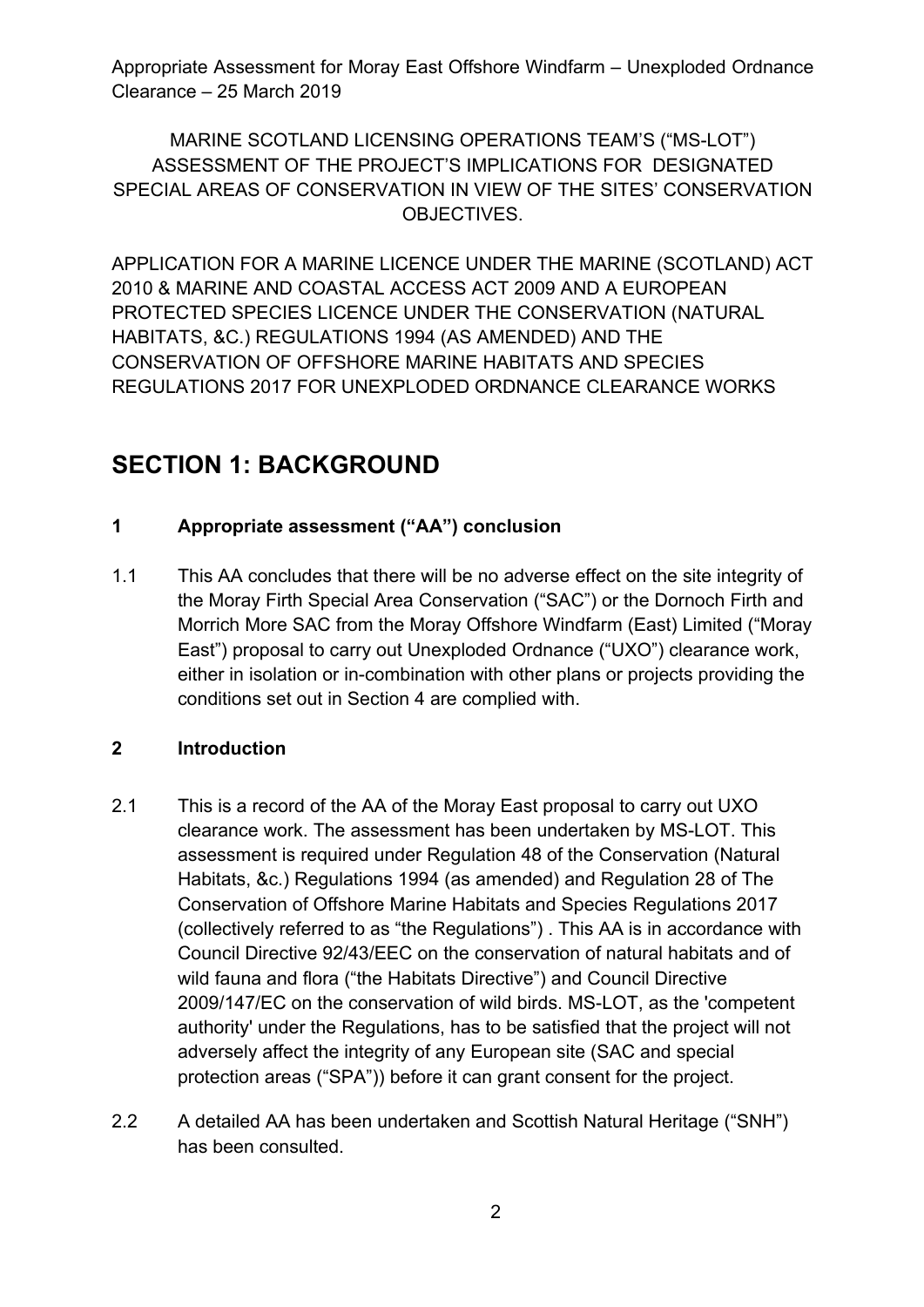MARINE SCOTLAND LICENSING OPERATIONS TEAM'S ("MS-LOT") ASSESSMENT OF THE PROJECT'S IMPLICATIONS FOR DESIGNATED SPECIAL AREAS OF CONSERVATION IN VIEW OF THE SITES' CONSERVATION OBJECTIVES.

APPLICATION FOR A MARINE LICENCE UNDER THE MARINE (SCOTLAND) ACT 2010 & MARINE AND COASTAL ACCESS ACT 2009 AND A EUROPEAN PROTECTED SPECIES LICENCE UNDER THE CONSERVATION (NATURAL HABITATS, &C.) REGULATIONS 1994 (AS AMENDED) AND THE CONSERVATION OF OFFSHORE MARINE HABITATS AND SPECIES REGULATIONS 2017 FOR UNEXPLODED ORDNANCE CLEARANCE WORKS

# SECTION 1: BACKGROUND

## 1 Appropriate assessment ("AA") conclusion

1.1 This AA concludes that there will be no adverse effect on the site integrity of the Moray Firth Special Area Conservation ("SAC") or the Dornoch Firth and Morrich More SAC from the Moray Offshore Windfarm (East) Limited ("Moray East") proposal to carry out Unexploded Ordnance ("UXO") clearance work, either in isolation or in-combination with other plans or projects providing the conditions set out in Section 4 are complied with.

## 2 Introduction

2.1 This is a record of the AA of the Moray East proposal to carry out UXO clearance work. The assessment has been undertaken by MS-LOT. This assessment is required under Regulation 48 of the Conservation (Natural Habitats, &c.) Regulations 1994 (as amended) and Regulation 28 of The Conservation of Offshore Marine Habitats and Species Regulations 2017 (collectively referred to as "the Regulations") . This AA is in accordance with Council Directive 92/43/EEC on the conservation of natural habitats and of wild fauna and flora ("the Habitats Directive") and Council Directive 2009/147/EC on the conservation of wild birds. MS-LOT, as the 'competent authority' under the Regulations, has to be satisfied that the project will not adversely affect the integrity of any European site (SAC and special protection areas ("SPA")) before it can grant consent for the project.

2.2 A detailed AA has been undertaken and Scottish Natural Heritage ("SNH") has been consulted.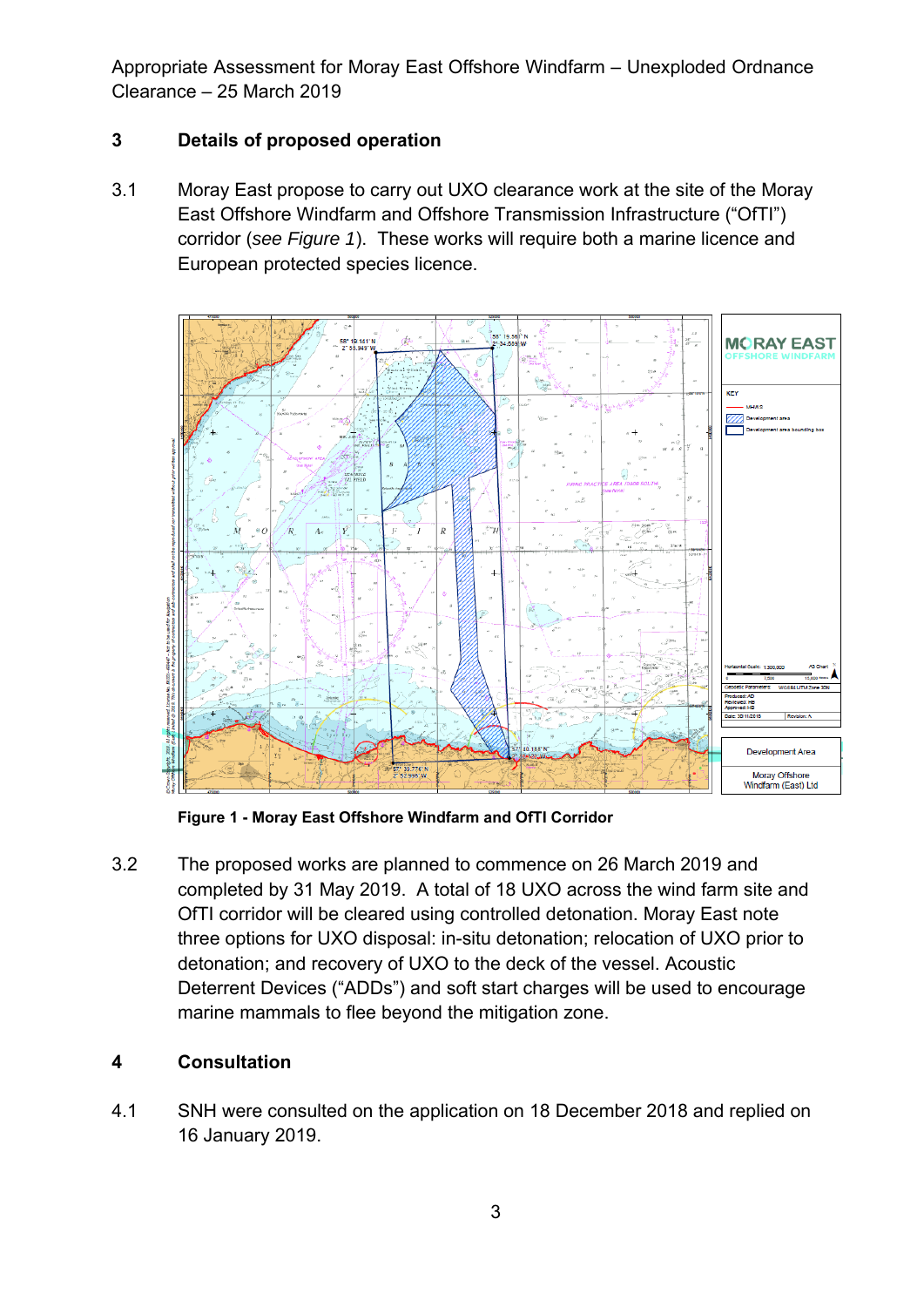## 3 Details of proposed operation

3.1 Moray East propose to carry out UXO clearance work at the site of the Moray East Offshore Windfarm and Offshore Transmission Infrastructure ("OfTI") corridor (*see Figure 1*). These works will require both a marine licence and European protected species licence.

**Figure 1 - Moray East Offshore Windfarm and OfTI Corridor**

3.2 The proposed works are planned to commence on 26 March 2019 and completed by 31 May 2019. A total of 18 UXO across the wind farm site and OfTI corridor will be cleared using controlled detonation. Moray East note three options for UXO disposal: in-situ detonation; relocation of UXO prior to detonation; and recovery of UXO to the deck of the vessel. Acoustic Deterrent Devices ("ADDs") and soft start charges will be used to encourage marine mammals to flee beyond the mitigation zone.

## 4 Consultation

4.1 SNH were consulted on the application on 18 December 2018 and replied on 16 January 2019.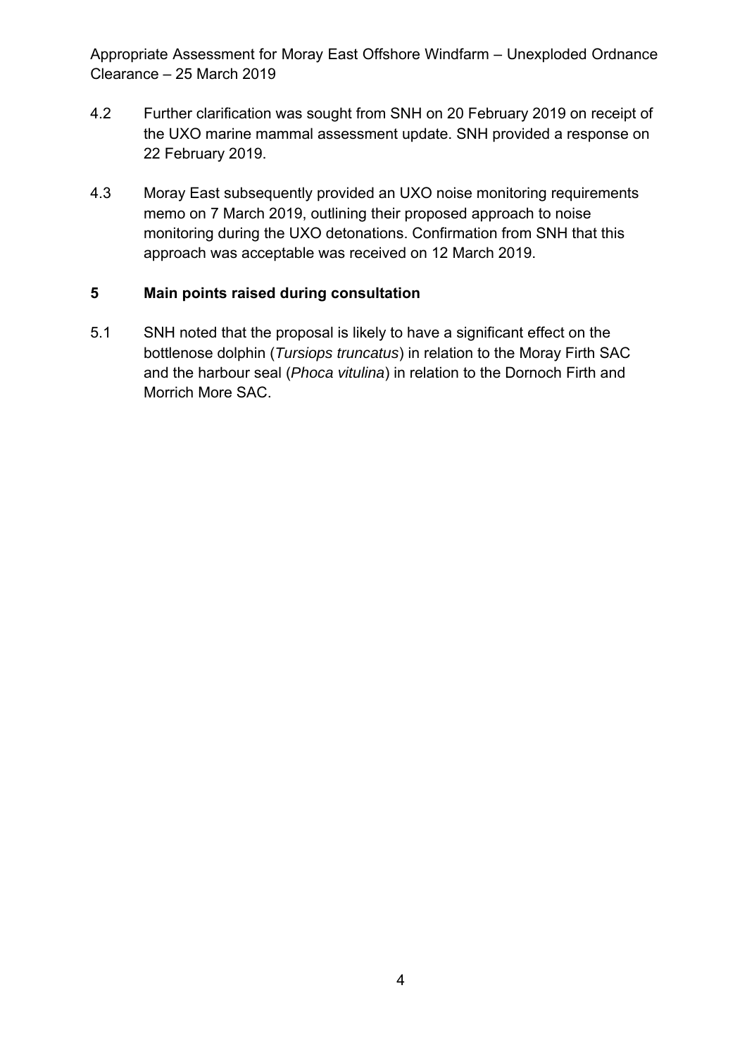4.2 Further clarification was sought from SNH on 20 February 2019 on receipt of the UXO marine mammal assessment update. SNH provided a response on 22 February 2019.

4.3 Moray East subsequently provided an UXO noise monitoring requirements memo on 7 March 2019, outlining their proposed approach to noise monitoring during the UXO detonations. Confirmation from SNH that this approach was acceptable was received on 12 March 2019.

## 5 Main points raised during consultation

5.1 SNH noted that the proposal is likely to have a significant effect on the bottlenose dolphin (*Tursiops truncatus*) in relation to the Moray Firth SAC and the harbour seal (*Phoca vitulina*) in relation to the Dornoch Firth and Morrich More SAC.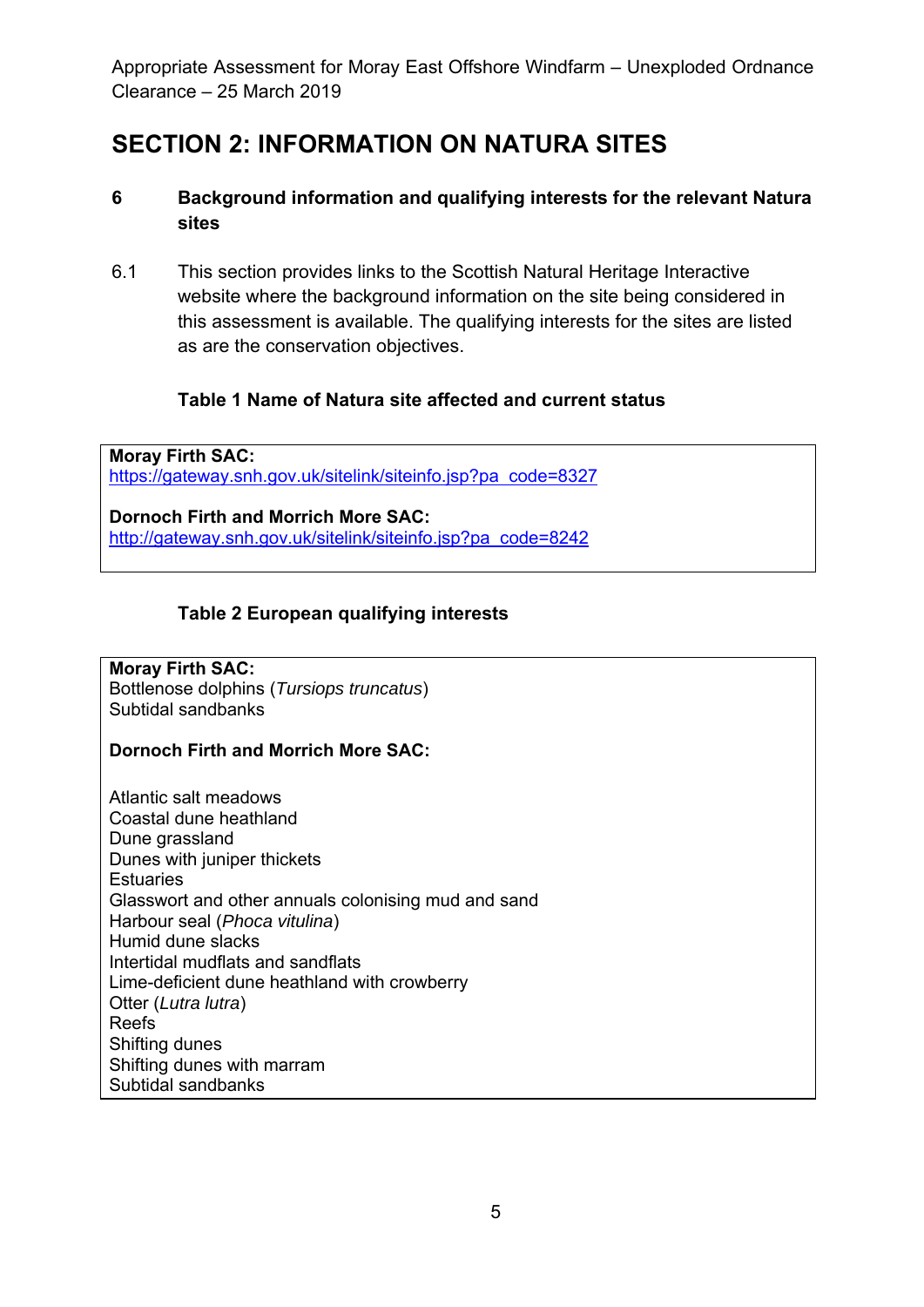# SECTION 2: INFORMATION ON NATURA SITES

## 6 Background information and qualifying interests for the relevant Natura sites

6.1 This section provides links to the Scottish Natural Heritage Interactive website where the background information on the site being considered in this assessment is available. The qualifying interests for the sites are listed as are the conservation objectives.

**Table 1 Name of Natura site affected and current status**

**Moray Firth SAC:**
https://gateway.snh.gov.uk/sitelink/siteinfo.jsp?pa_code=8327

**Dornoch Firth and Morrich More SAC:**
http://gateway.snh.gov.uk/sitelink/siteinfo.jsp?pa_code=8242

**Table 2 European qualifying interests**

**Moray Firth SAC:**
Bottlenose dolphins (*Tursiops truncatus*)
Subtidal sandbanks

**Dornoch Firth and Morrich More SAC:**

Atlantic salt meadows
Coastal dune heathland
Dune grassland
Dunes with juniper thickets
Estuaries
Glasswort and other annuals colonising mud and sand
Harbour seal (*Phoca vitulina*)
Humid dune slacks
Intertidal mudflats and sandflats
Lime-deficient dune heathland with crowberry
Otter (*Lutra lutra*)
Reefs
Shifting dunes
Shifting dunes with marram
Subtidal sandbanks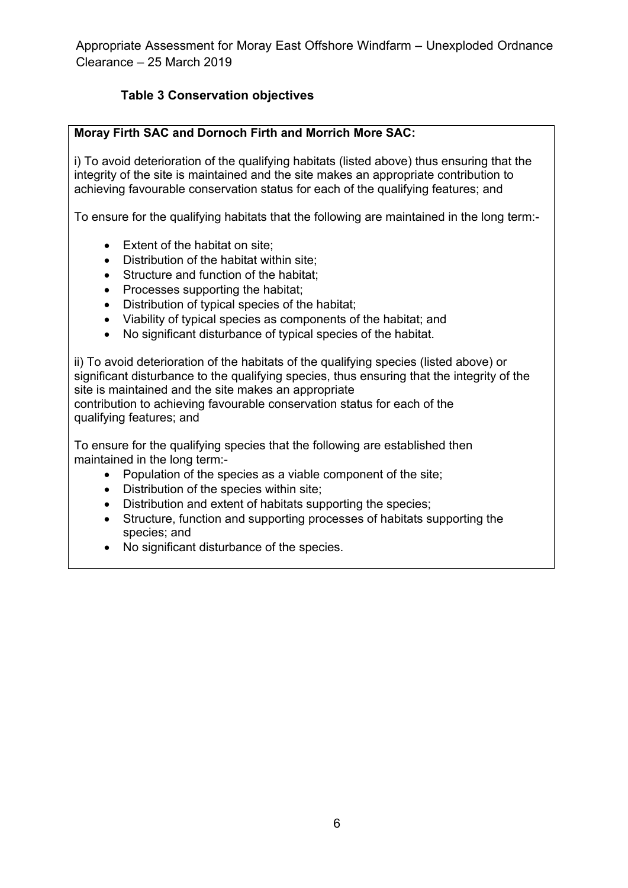**Table 3 Conservation objectives**

**Moray Firth SAC and Dornoch Firth and Morrich More SAC:**

i) To avoid deterioration of the qualifying habitats (listed above) thus ensuring that the integrity of the site is maintained and the site makes an appropriate contribution to achieving favourable conservation status for each of the qualifying features; and

To ensure for the qualifying habitats that the following are maintained in the long term:-

- Extent of the habitat on site;
- Distribution of the habitat within site;
- Structure and function of the habitat;
- Processes supporting the habitat;
- Distribution of typical species of the habitat;
- Viability of typical species as components of the habitat; and
- No significant disturbance of typical species of the habitat.

ii) To avoid deterioration of the habitats of the qualifying species (listed above) or significant disturbance to the qualifying species, thus ensuring that the integrity of the site is maintained and the site makes an appropriate contribution to achieving favourable conservation status for each of the qualifying features; and

To ensure for the qualifying species that the following are established then maintained in the long term:-

- Population of the species as a viable component of the site;
- Distribution of the species within site;
- Distribution and extent of habitats supporting the species;
- Structure, function and supporting processes of habitats supporting the species; and
- No significant disturbance of the species.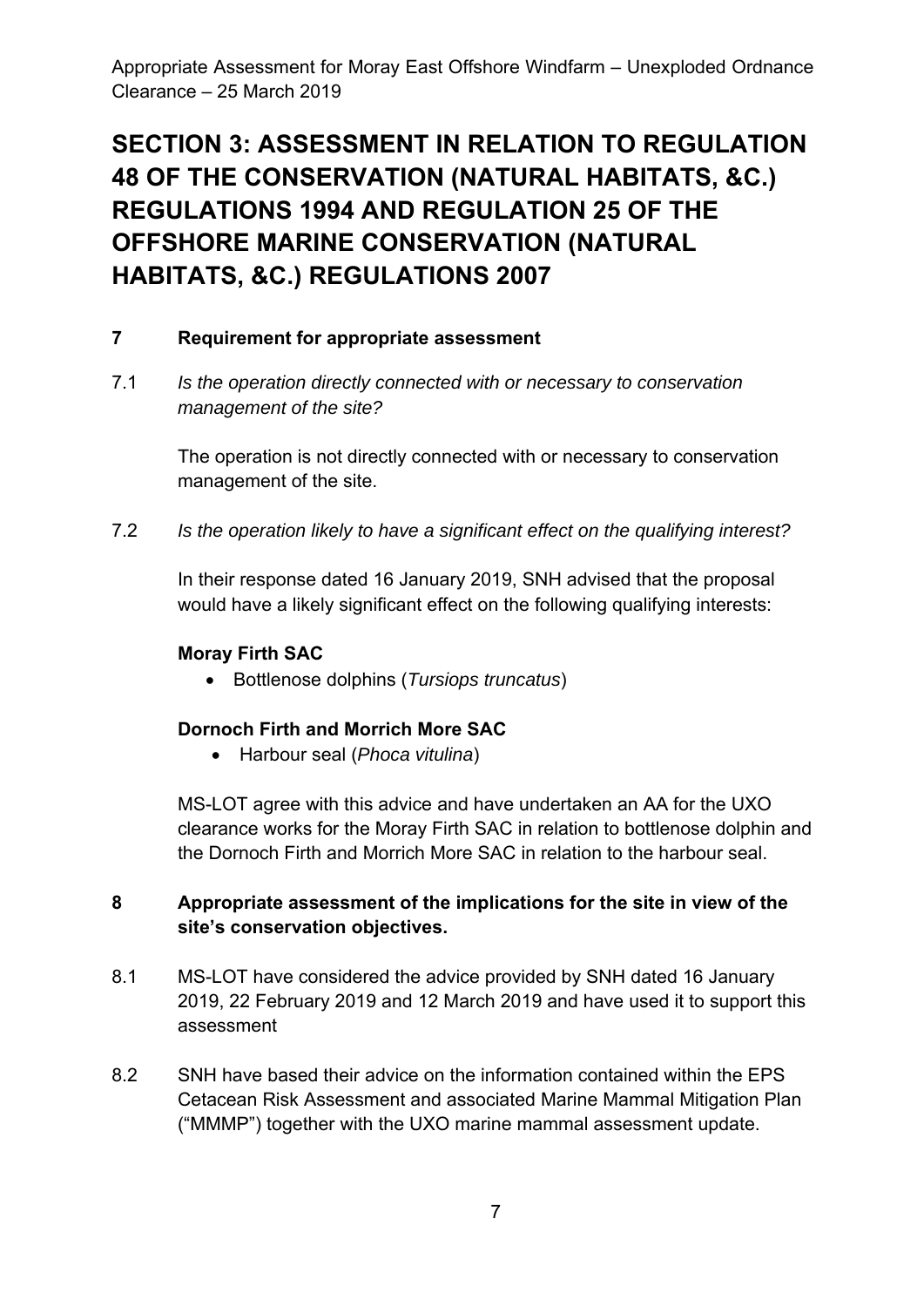# SECTION 3: ASSESSMENT IN RELATION TO REGULATION 48 OF THE CONSERVATION (NATURAL HABITATS, &C.) REGULATIONS 1994 AND REGULATION 25 OF THE OFFSHORE MARINE CONSERVATION (NATURAL HABITATS, &C.) REGULATIONS 2007

## 7 Requirement for appropriate assessment

7.1 *Is the operation directly connected with or necessary to conservation management of the site?*

The operation is not directly connected with or necessary to conservation management of the site.

7.2 *Is the operation likely to have a significant effect on the qualifying interest?*

In their response dated 16 January 2019, SNH advised that the proposal would have a likely significant effect on the following qualifying interests:

**Moray Firth SAC**

- Bottlenose dolphins (*Tursiops truncatus*)

**Dornoch Firth and Morrich More SAC**

- Harbour seal (*Phoca vitulina*)

MS-LOT agree with this advice and have undertaken an AA for the UXO clearance works for the Moray Firth SAC in relation to bottlenose dolphin and the Dornoch Firth and Morrich More SAC in relation to the harbour seal.

## 8 Appropriate assessment of the implications for the site in view of the site's conservation objectives.

8.1 MS-LOT have considered the advice provided by SNH dated 16 January 2019, 22 February 2019 and 12 March 2019 and have used it to support this assessment

8.2 SNH have based their advice on the information contained within the EPS Cetacean Risk Assessment and associated Marine Mammal Mitigation Plan ("MMMP") together with the UXO marine mammal assessment update.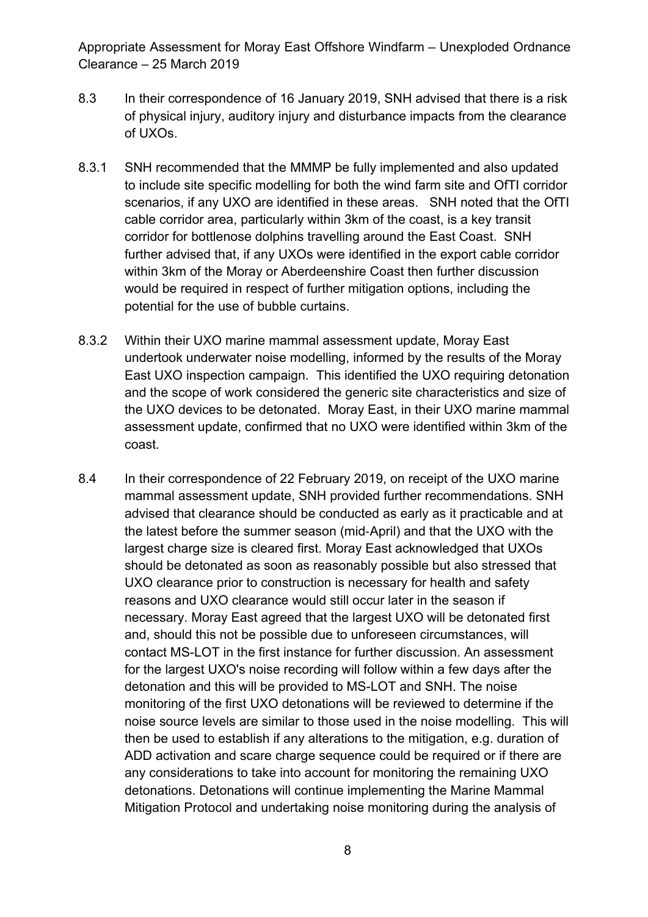8.3 In their correspondence of 16 January 2019, SNH advised that there is a risk of physical injury, auditory injury and disturbance impacts from the clearance of UXOs.

8.3.1 SNH recommended that the MMMP be fully implemented and also updated to include site specific modelling for both the wind farm site and OfTI corridor scenarios, if any UXO are identified in these areas. SNH noted that the OfTI cable corridor area, particularly within 3km of the coast, is a key transit corridor for bottlenose dolphins travelling around the East Coast. SNH further advised that, if any UXOs were identified in the export cable corridor within 3km of the Moray or Aberdeenshire Coast then further discussion would be required in respect of further mitigation options, including the potential for the use of bubble curtains.

8.3.2 Within their UXO marine mammal assessment update, Moray East undertook underwater noise modelling, informed by the results of the Moray East UXO inspection campaign. This identified the UXO requiring detonation and the scope of work considered the generic site characteristics and size of the UXO devices to be detonated. Moray East, in their UXO marine mammal assessment update, confirmed that no UXO were identified within 3km of the coast.

8.4 In their correspondence of 22 February 2019, on receipt of the UXO marine mammal assessment update, SNH provided further recommendations. SNH advised that clearance should be conducted as early as it practicable and at the latest before the summer season (mid-April) and that the UXO with the largest charge size is cleared first. Moray East acknowledged that UXOs should be detonated as soon as reasonably possible but also stressed that UXO clearance prior to construction is necessary for health and safety reasons and UXO clearance would still occur later in the season if necessary. Moray East agreed that the largest UXO will be detonated first and, should this not be possible due to unforeseen circumstances, will contact MS-LOT in the first instance for further discussion. An assessment for the largest UXO's noise recording will follow within a few days after the detonation and this will be provided to MS-LOT and SNH. The noise monitoring of the first UXO detonations will be reviewed to determine if the noise source levels are similar to those used in the noise modelling. This will then be used to establish if any alterations to the mitigation, e.g. duration of ADD activation and scare charge sequence could be required or if there are any considerations to take into account for monitoring the remaining UXO detonations. Detonations will continue implementing the Marine Mammal Mitigation Protocol and undertaking noise monitoring during the analysis of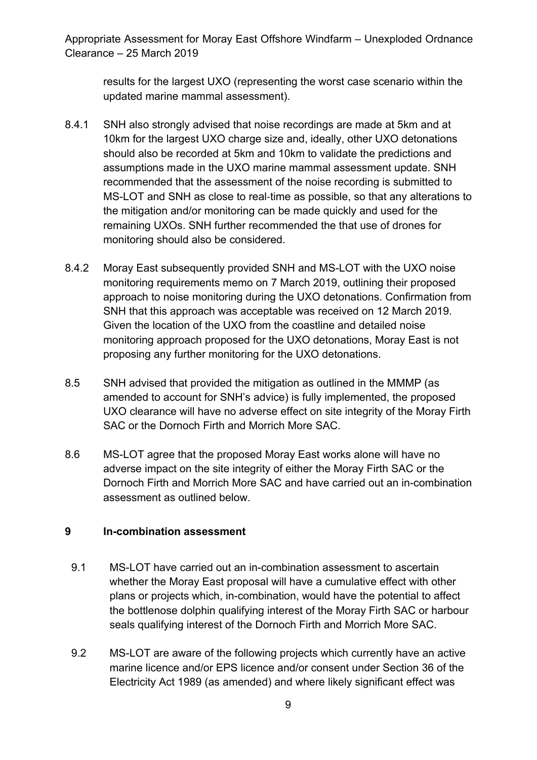results for the largest UXO (representing the worst case scenario within the updated marine mammal assessment).

8.4.1 SNH also strongly advised that noise recordings are made at 5km and at 10km for the largest UXO charge size and, ideally, other UXO detonations should also be recorded at 5km and 10km to validate the predictions and assumptions made in the UXO marine mammal assessment update. SNH recommended that the assessment of the noise recording is submitted to MS-LOT and SNH as close to real-time as possible, so that any alterations to the mitigation and/or monitoring can be made quickly and used for the remaining UXOs. SNH further recommended the that use of drones for monitoring should also be considered.

8.4.2 Moray East subsequently provided SNH and MS-LOT with the UXO noise monitoring requirements memo on 7 March 2019, outlining their proposed approach to noise monitoring during the UXO detonations. Confirmation from SNH that this approach was acceptable was received on 12 March 2019. Given the location of the UXO from the coastline and detailed noise monitoring approach proposed for the UXO detonations, Moray East is not proposing any further monitoring for the UXO detonations.

8.5 SNH advised that provided the mitigation as outlined in the MMMP (as amended to account for SNH's advice) is fully implemented, the proposed UXO clearance will have no adverse effect on site integrity of the Moray Firth SAC or the Dornoch Firth and Morrich More SAC.

8.6 MS-LOT agree that the proposed Moray East works alone will have no adverse impact on the site integrity of either the Moray Firth SAC or the Dornoch Firth and Morrich More SAC and have carried out an in-combination assessment as outlined below.

## 9 In-combination assessment

9.1 MS-LOT have carried out an in-combination assessment to ascertain whether the Moray East proposal will have a cumulative effect with other plans or projects which, in-combination, would have the potential to affect the bottlenose dolphin qualifying interest of the Moray Firth SAC or harbour seals qualifying interest of the Dornoch Firth and Morrich More SAC.

9.2 MS-LOT are aware of the following projects which currently have an active marine licence and/or EPS licence and/or consent under Section 36 of the Electricity Act 1989 (as amended) and where likely significant effect was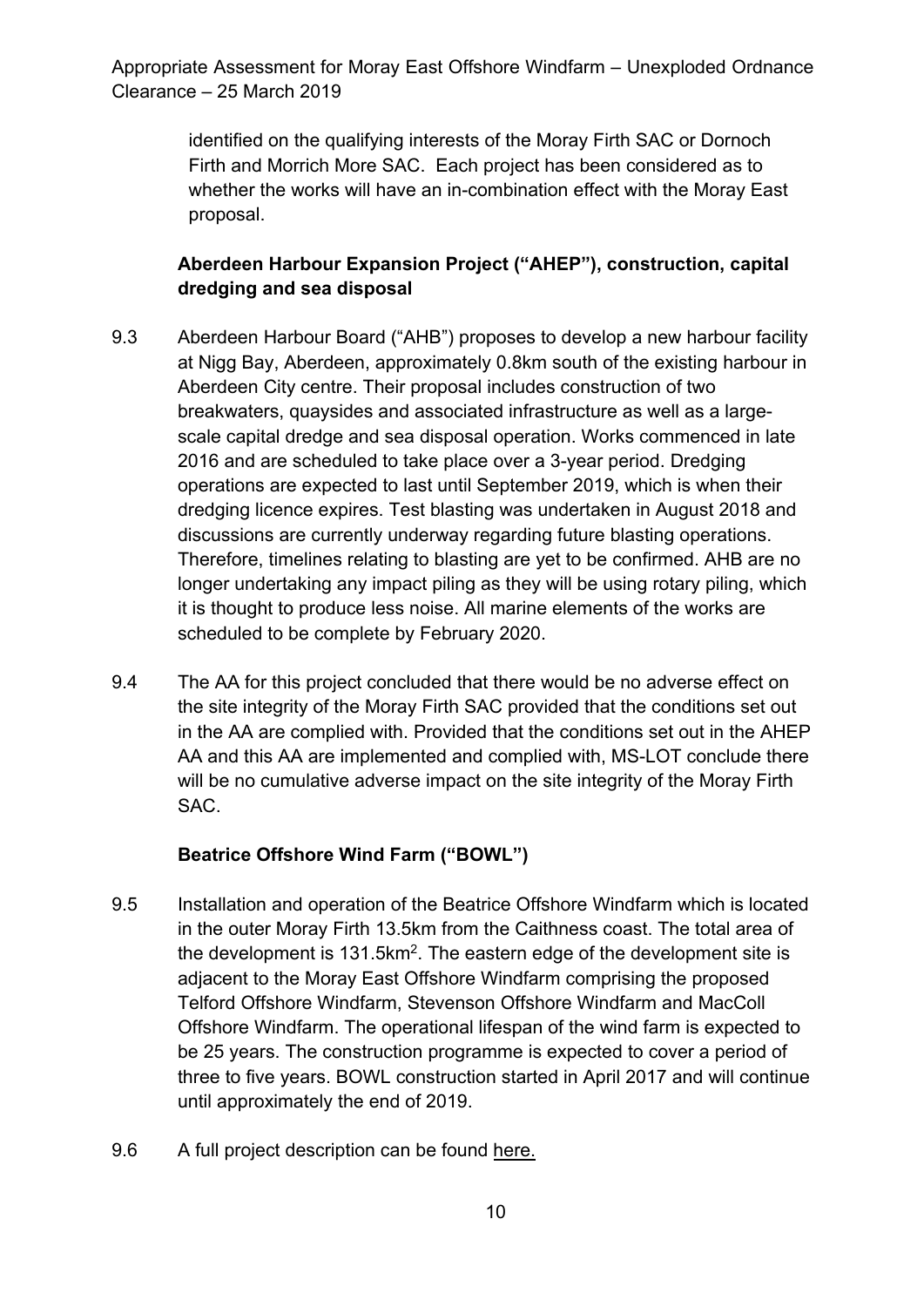identified on the qualifying interests of the Moray Firth SAC or Dornoch Firth and Morrich More SAC. Each project has been considered as to whether the works will have an in-combination effect with the Moray East proposal.

**Aberdeen Harbour Expansion Project ("AHEP"), construction, capital dredging and sea disposal**

9.3 Aberdeen Harbour Board ("AHB") proposes to develop a new harbour facility at Nigg Bay, Aberdeen, approximately 0.8km south of the existing harbour in Aberdeen City centre. Their proposal includes construction of two breakwaters, quaysides and associated infrastructure as well as a large-scale capital dredge and sea disposal operation. Works commenced in late 2016 and are scheduled to take place over a 3-year period. Dredging operations are expected to last until September 2019, which is when their dredging licence expires. Test blasting was undertaken in August 2018 and discussions are currently underway regarding future blasting operations. Therefore, timelines relating to blasting are yet to be confirmed. AHB are no longer undertaking any impact piling as they will be using rotary piling, which it is thought to produce less noise. All marine elements of the works are scheduled to be complete by February 2020.

9.4 The AA for this project concluded that there would be no adverse effect on the site integrity of the Moray Firth SAC provided that the conditions set out in the AA are complied with. Provided that the conditions set out in the AHEP AA and this AA are implemented and complied with, MS-LOT conclude there will be no cumulative adverse impact on the site integrity of the Moray Firth SAC.

**Beatrice Offshore Wind Farm ("BOWL")**

9.5 Installation and operation of the Beatrice Offshore Windfarm which is located in the outer Moray Firth 13.5km from the Caithness coast. The total area of the development is 131.5km$^2$. The eastern edge of the development site is adjacent to the Moray East Offshore Windfarm comprising the proposed Telford Offshore Windfarm, Stevenson Offshore Windfarm and MacColl Offshore Windfarm. The operational lifespan of the wind farm is expected to be 25 years. The construction programme is expected to cover a period of three to five years. BOWL construction started in April 2017 and will continue until approximately the end of 2019.

9.6 A full project description can be found here.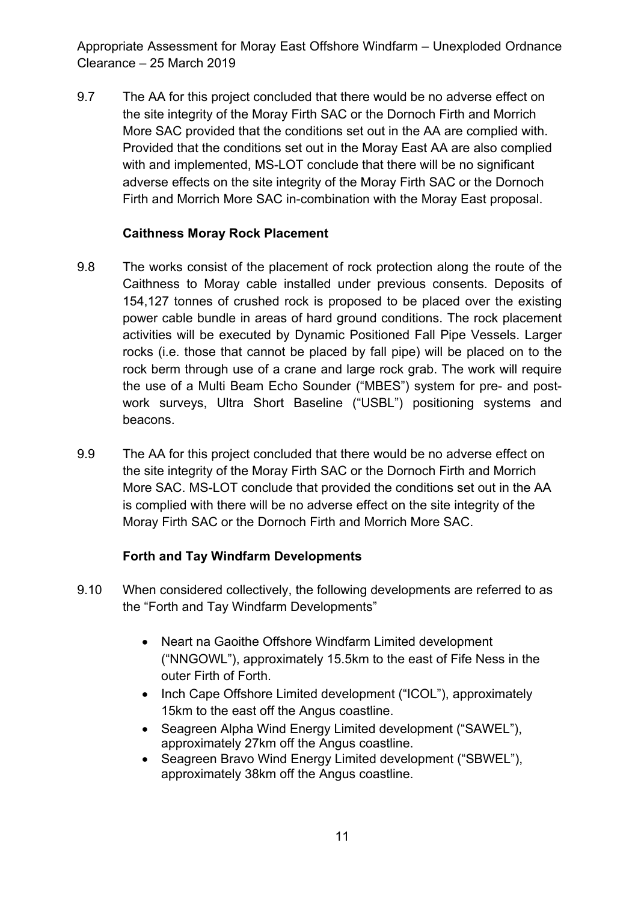9.7 The AA for this project concluded that there would be no adverse effect on the site integrity of the Moray Firth SAC or the Dornoch Firth and Morrich More SAC provided that the conditions set out in the AA are complied with. Provided that the conditions set out in the Moray East AA are also complied with and implemented, MS-LOT conclude that there will be no significant adverse effects on the site integrity of the Moray Firth SAC or the Dornoch Firth and Morrich More SAC in-combination with the Moray East proposal.

**Caithness Moray Rock Placement**

9.8 The works consist of the placement of rock protection along the route of the Caithness to Moray cable installed under previous consents. Deposits of 154,127 tonnes of crushed rock is proposed to be placed over the existing power cable bundle in areas of hard ground conditions. The rock placement activities will be executed by Dynamic Positioned Fall Pipe Vessels. Larger rocks (i.e. those that cannot be placed by fall pipe) will be placed on to the rock berm through use of a crane and large rock grab. The work will require the use of a Multi Beam Echo Sounder ("MBES") system for pre- and post-work surveys, Ultra Short Baseline ("USBL") positioning systems and beacons.

9.9 The AA for this project concluded that there would be no adverse effect on the site integrity of the Moray Firth SAC or the Dornoch Firth and Morrich More SAC. MS-LOT conclude that provided the conditions set out in the AA is complied with there will be no adverse effect on the site integrity of the Moray Firth SAC or the Dornoch Firth and Morrich More SAC.

**Forth and Tay Windfarm Developments**

9.10 When considered collectively, the following developments are referred to as the "Forth and Tay Windfarm Developments"

- Neart na Gaoithe Offshore Windfarm Limited development ("NNGOWL"), approximately 15.5km to the east of Fife Ness in the outer Firth of Forth.
- Inch Cape Offshore Limited development ("ICOL"), approximately 15km to the east off the Angus coastline.
- Seagreen Alpha Wind Energy Limited development ("SAWEL"), approximately 27km off the Angus coastline.
- Seagreen Bravo Wind Energy Limited development ("SBWEL"), approximately 38km off the Angus coastline.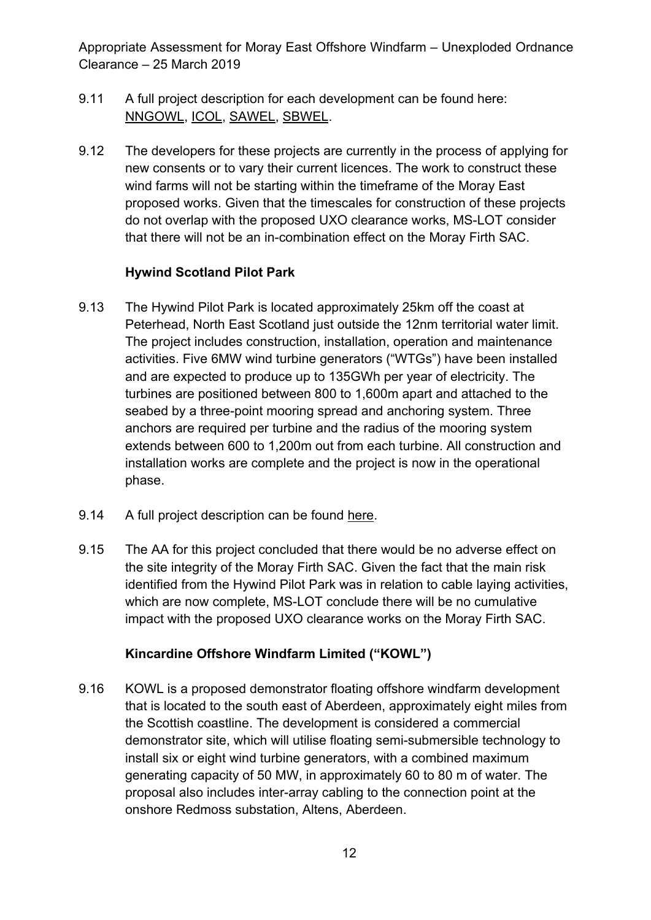9.11 A full project description for each development can be found here: NNGOWL, ICOL, SAWEL, SBWEL.

9.12 The developers for these projects are currently in the process of applying for new consents or to vary their current licences. The work to construct these wind farms will not be starting within the timeframe of the Moray East proposed works. Given that the timescales for construction of these projects do not overlap with the proposed UXO clearance works, MS-LOT consider that there will not be an in-combination effect on the Moray Firth SAC.

**Hywind Scotland Pilot Park**

9.13 The Hywind Pilot Park is located approximately 25km off the coast at Peterhead, North East Scotland just outside the 12nm territorial water limit. The project includes construction, installation, operation and maintenance activities. Five 6MW wind turbine generators ("WTGs") have been installed and are expected to produce up to 135GWh per year of electricity. The turbines are positioned between 800 to 1,600m apart and attached to the seabed by a three-point mooring spread and anchoring system. Three anchors are required per turbine and the radius of the mooring system extends between 600 to 1,200m out from each turbine. All construction and installation works are complete and the project is now in the operational phase.

9.14 A full project description can be found here.

9.15 The AA for this project concluded that there would be no adverse effect on the site integrity of the Moray Firth SAC. Given the fact that the main risk identified from the Hywind Pilot Park was in relation to cable laying activities, which are now complete, MS-LOT conclude there will be no cumulative impact with the proposed UXO clearance works on the Moray Firth SAC.

**Kincardine Offshore Windfarm Limited ("KOWL")**

9.16 KOWL is a proposed demonstrator floating offshore windfarm development that is located to the south east of Aberdeen, approximately eight miles from the Scottish coastline. The development is considered a commercial demonstrator site, which will utilise floating semi-submersible technology to install six or eight wind turbine generators, with a combined maximum generating capacity of 50 MW, in approximately 60 to 80 m of water. The proposal also includes inter-array cabling to the connection point at the onshore Redmoss substation, Altens, Aberdeen.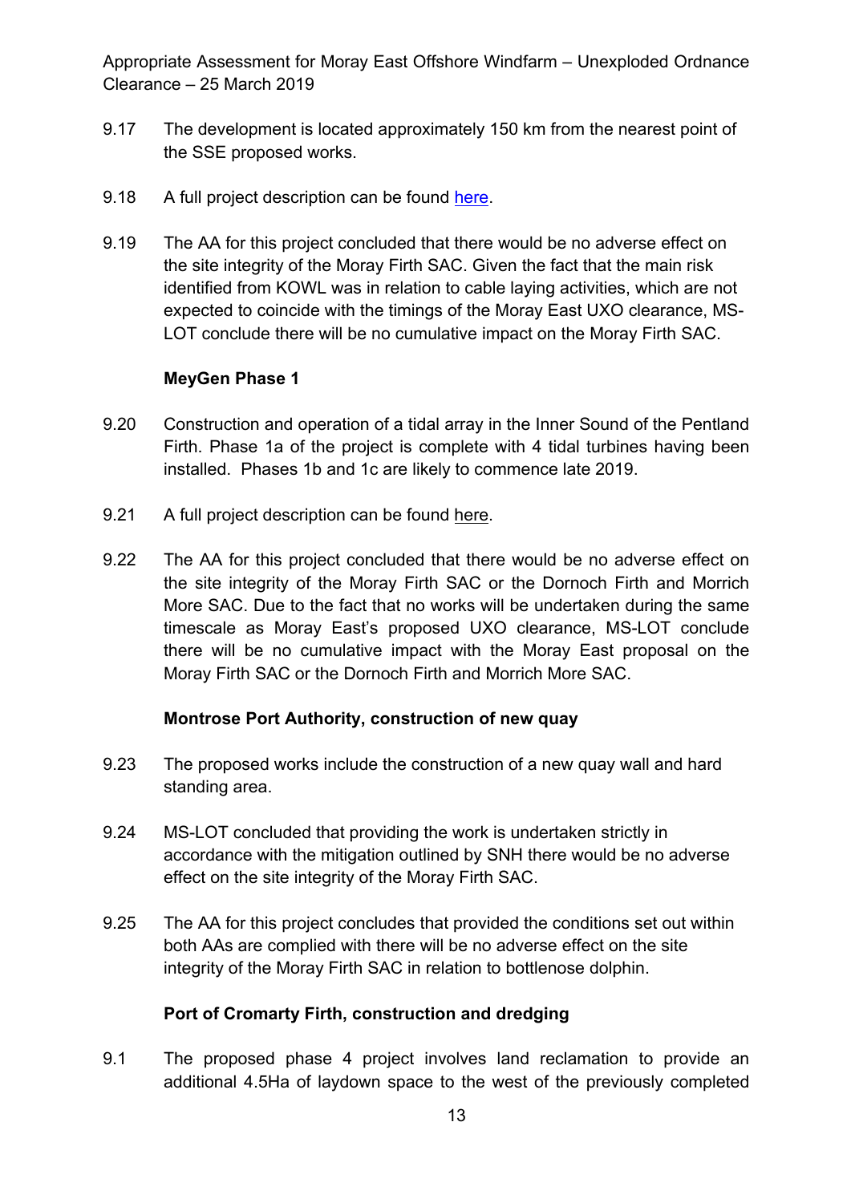9.17 The development is located approximately 150 km from the nearest point of the SSE proposed works.

9.18 A full project description can be found here.

9.19 The AA for this project concluded that there would be no adverse effect on the site integrity of the Moray Firth SAC. Given the fact that the main risk identified from KOWL was in relation to cable laying activities, which are not expected to coincide with the timings of the Moray East UXO clearance, MS-LOT conclude there will be no cumulative impact on the Moray Firth SAC.

**MeyGen Phase 1**

9.20 Construction and operation of a tidal array in the Inner Sound of the Pentland Firth. Phase 1a of the project is complete with 4 tidal turbines having been installed. Phases 1b and 1c are likely to commence late 2019.

9.21 A full project description can be found here.

9.22 The AA for this project concluded that there would be no adverse effect on the site integrity of the Moray Firth SAC or the Dornoch Firth and Morrich More SAC. Due to the fact that no works will be undertaken during the same timescale as Moray East's proposed UXO clearance, MS-LOT conclude there will be no cumulative impact with the Moray East proposal on the Moray Firth SAC or the Dornoch Firth and Morrich More SAC.

**Montrose Port Authority, construction of new quay**

9.23 The proposed works include the construction of a new quay wall and hard standing area.

9.24 MS-LOT concluded that providing the work is undertaken strictly in accordance with the mitigation outlined by SNH there would be no adverse effect on the site integrity of the Moray Firth SAC.

9.25 The AA for this project concludes that provided the conditions set out within both AAs are complied with there will be no adverse effect on the site integrity of the Moray Firth SAC in relation to bottlenose dolphin.

**Port of Cromarty Firth, construction and dredging**

9.1 The proposed phase 4 project involves land reclamation to provide an additional 4.5Ha of laydown space to the west of the previously completed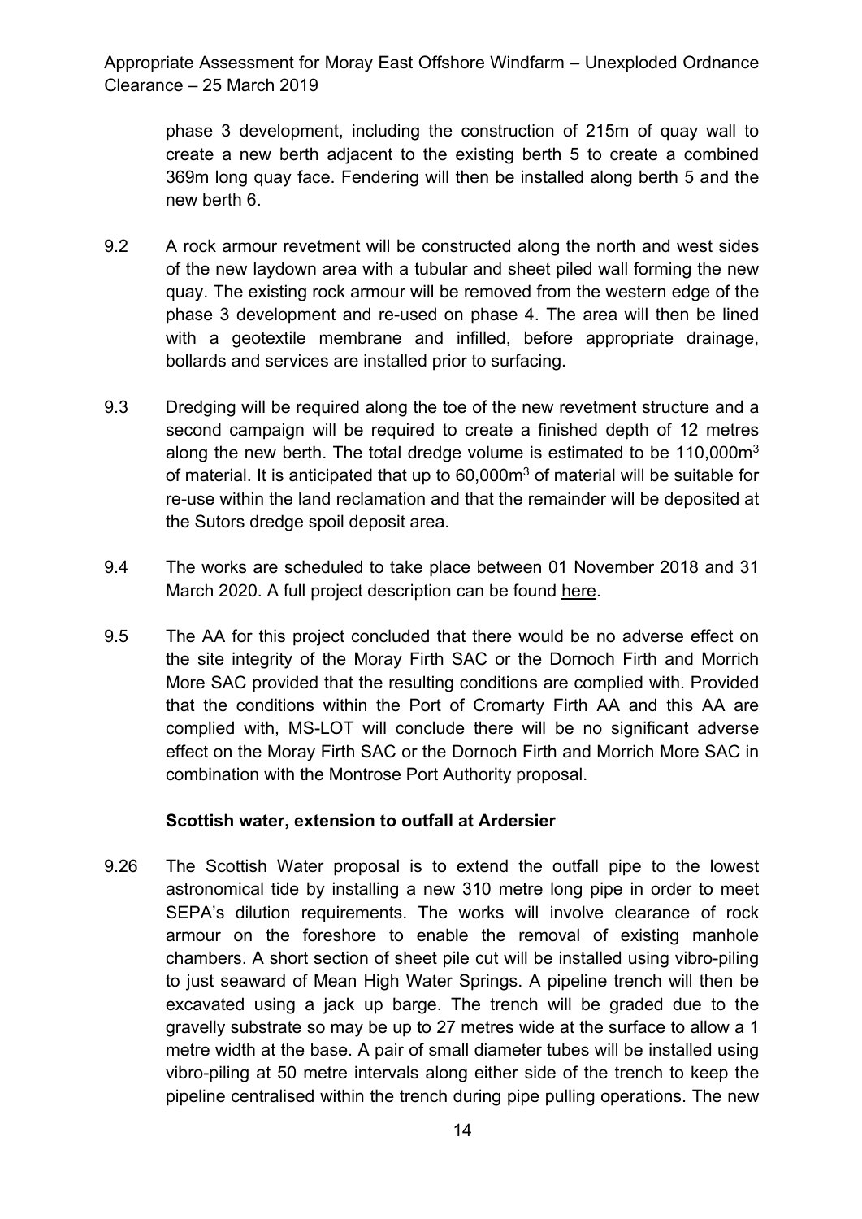phase 3 development, including the construction of 215m of quay wall to create a new berth adjacent to the existing berth 5 to create a combined 369m long quay face. Fendering will then be installed along berth 5 and the new berth 6.

9.2 A rock armour revetment will be constructed along the north and west sides of the new laydown area with a tubular and sheet piled wall forming the new quay. The existing rock armour will be removed from the western edge of the phase 3 development and re-used on phase 4. The area will then be lined with a geotextile membrane and infilled, before appropriate drainage, bollards and services are installed prior to surfacing.

9.3 Dredging will be required along the toe of the new revetment structure and a second campaign will be required to create a finished depth of 12 metres along the new berth. The total dredge volume is estimated to be 110,000m$^3$ of material. It is anticipated that up to 60,000m$^3$ of material will be suitable for re-use within the land reclamation and that the remainder will be deposited at the Sutors dredge spoil deposit area.

9.4 The works are scheduled to take place between 01 November 2018 and 31 March 2020. A full project description can be found here.

9.5 The AA for this project concluded that there would be no adverse effect on the site integrity of the Moray Firth SAC or the Dornoch Firth and Morrich More SAC provided that the resulting conditions are complied with. Provided that the conditions within the Port of Cromarty Firth AA and this AA are complied with, MS-LOT will conclude there will be no significant adverse effect on the Moray Firth SAC or the Dornoch Firth and Morrich More SAC in combination with the Montrose Port Authority proposal.

**Scottish water, extension to outfall at Ardersier**

9.26 The Scottish Water proposal is to extend the outfall pipe to the lowest astronomical tide by installing a new 310 metre long pipe in order to meet SEPA's dilution requirements. The works will involve clearance of rock armour on the foreshore to enable the removal of existing manhole chambers. A short section of sheet pile cut will be installed using vibro-piling to just seaward of Mean High Water Springs. A pipeline trench will then be excavated using a jack up barge. The trench will be graded due to the gravelly substrate so may be up to 27 metres wide at the surface to allow a 1 metre width at the base. A pair of small diameter tubes will be installed using vibro-piling at 50 metre intervals along either side of the trench to keep the pipeline centralised within the trench during pipe pulling operations. The new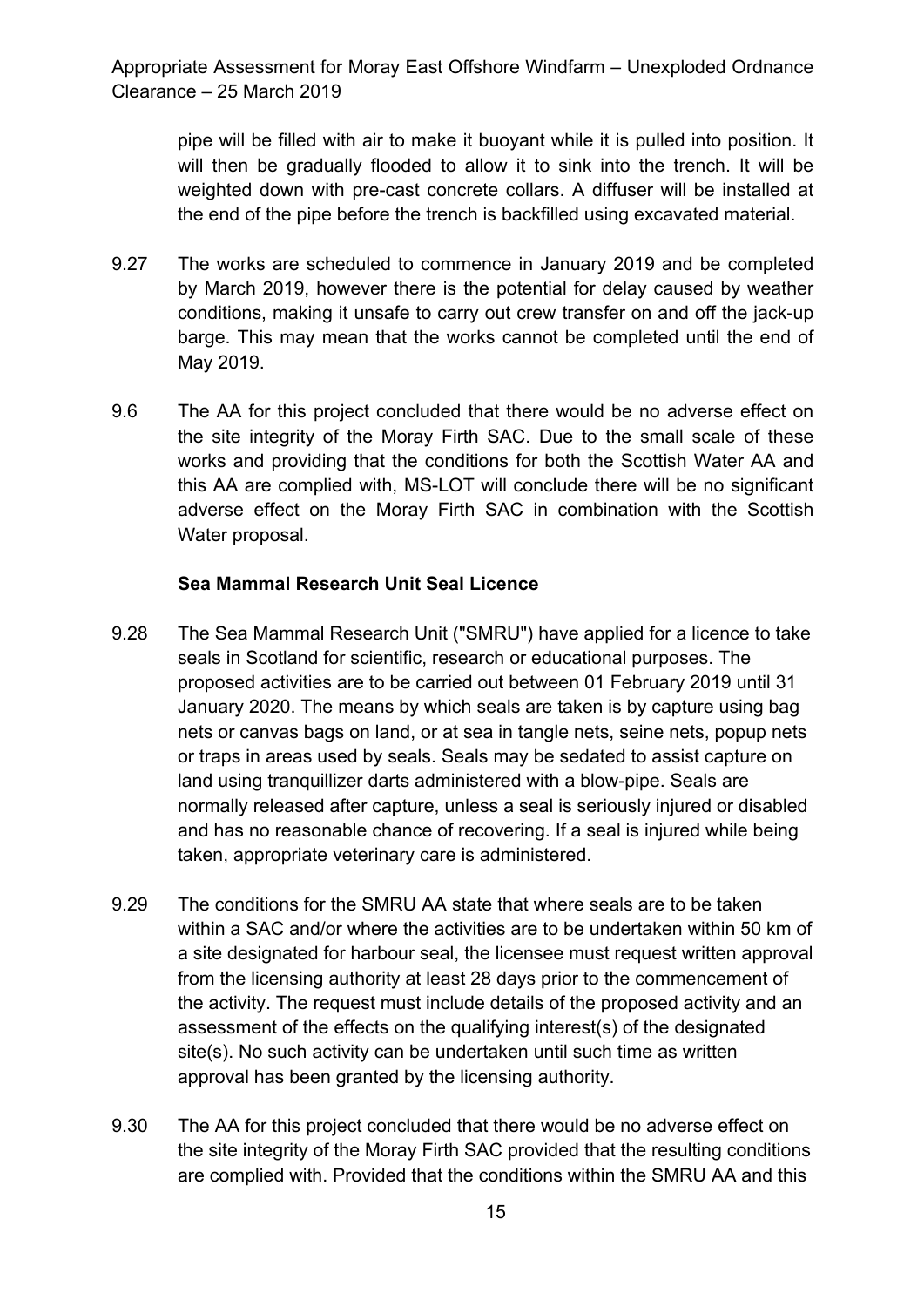pipe will be filled with air to make it buoyant while it is pulled into position. It will then be gradually flooded to allow it to sink into the trench. It will be weighted down with pre-cast concrete collars. A diffuser will be installed at the end of the pipe before the trench is backfilled using excavated material.

9.27 The works are scheduled to commence in January 2019 and be completed by March 2019, however there is the potential for delay caused by weather conditions, making it unsafe to carry out crew transfer on and off the jack-up barge. This may mean that the works cannot be completed until the end of May 2019.

9.6 The AA for this project concluded that there would be no adverse effect on the site integrity of the Moray Firth SAC. Due to the small scale of these works and providing that the conditions for both the Scottish Water AA and this AA are complied with, MS-LOT will conclude there will be no significant adverse effect on the Moray Firth SAC in combination with the Scottish Water proposal.

**Sea Mammal Research Unit Seal Licence**

9.28 The Sea Mammal Research Unit ("SMRU") have applied for a licence to take seals in Scotland for scientific, research or educational purposes. The proposed activities are to be carried out between 01 February 2019 until 31 January 2020. The means by which seals are taken is by capture using bag nets or canvas bags on land, or at sea in tangle nets, seine nets, popup nets or traps in areas used by seals. Seals may be sedated to assist capture on land using tranquillizer darts administered with a blow-pipe. Seals are normally released after capture, unless a seal is seriously injured or disabled and has no reasonable chance of recovering. If a seal is injured while being taken, appropriate veterinary care is administered.

9.29 The conditions for the SMRU AA state that where seals are to be taken within a SAC and/or where the activities are to be undertaken within 50 km of a site designated for harbour seal, the licensee must request written approval from the licensing authority at least 28 days prior to the commencement of the activity. The request must include details of the proposed activity and an assessment of the effects on the qualifying interest(s) of the designated site(s). No such activity can be undertaken until such time as written approval has been granted by the licensing authority.

9.30 The AA for this project concluded that there would be no adverse effect on the site integrity of the Moray Firth SAC provided that the resulting conditions are complied with. Provided that the conditions within the SMRU AA and this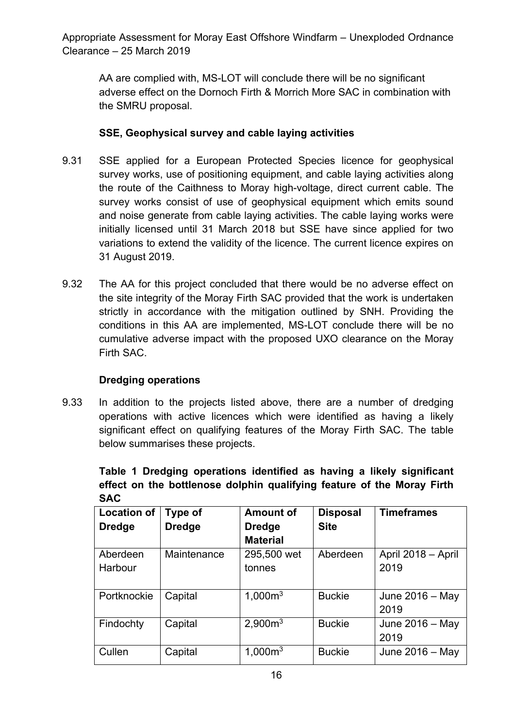AA are complied with, MS-LOT will conclude there will be no significant adverse effect on the Dornoch Firth & Morrich More SAC in combination with the SMRU proposal.

**SSE, Geophysical survey and cable laying activities**

9.31 SSE applied for a European Protected Species licence for geophysical survey works, use of positioning equipment, and cable laying activities along the route of the Caithness to Moray high-voltage, direct current cable. The survey works consist of use of geophysical equipment which emits sound and noise generate from cable laying activities. The cable laying works were initially licensed until 31 March 2018 but SSE have since applied for two variations to extend the validity of the licence. The current licence expires on 31 August 2019.

9.32 The AA for this project concluded that there would be no adverse effect on the site integrity of the Moray Firth SAC provided that the work is undertaken strictly in accordance with the mitigation outlined by SNH. Providing the conditions in this AA are implemented, MS-LOT conclude there will be no cumulative adverse impact with the proposed UXO clearance on the Moray Firth SAC.

**Dredging operations**

9.33 In addition to the projects listed above, there are a number of dredging operations with active licences which were identified as having a likely significant effect on qualifying features of the Moray Firth SAC. The table below summarises these projects.

**Table 1 Dredging operations identified as having a likely significant effect on the bottlenose dolphin qualifying feature of the Moray Firth SAC**

| Location of Dredge | Type of Dredge | Amount of Dredge Material | Disposal Site | Timeframes |
|---|---|---|---|---|
| Aberdeen Harbour | Maintenance | 295,500 wet tonnes | Aberdeen | April 2018 – April 2019 |
| Portknockie | Capital | 1,000m$^3$ | Buckie | June 2016 – May 2019 |
| Findochty | Capital | 2,900m$^3$ | Buckie | June 2016 – May 2019 |
| Cullen | Capital | 1,000m$^3$ | Buckie | June 2016 – May |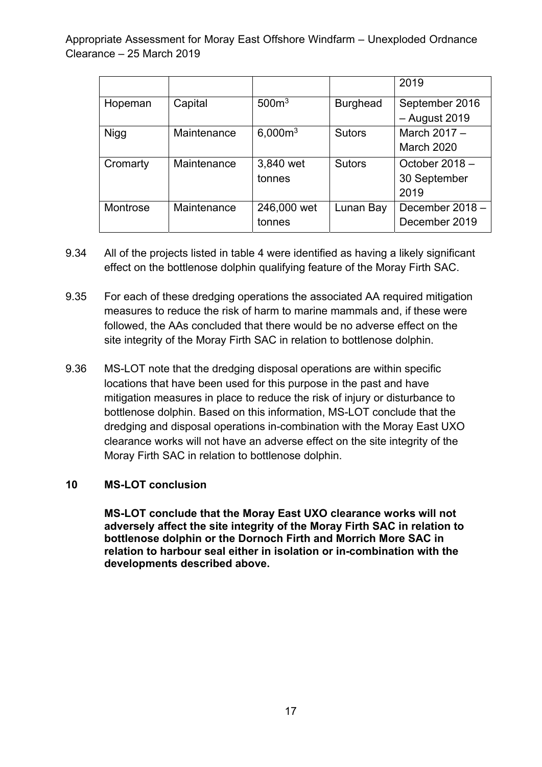| | | | | 2019 |
|---|---|---|---|---|
| Hopeman | Capital | 500m$^3$ | Burghead | September 2016 – August 2019 |
| Nigg | Maintenance | 6,000m$^3$ | Sutors | March 2017 – March 2020 |
| Cromarty | Maintenance | 3,840 wet tonnes | Sutors | October 2018 – 30 September 2019 |
| Montrose | Maintenance | 246,000 wet tonnes | Lunan Bay | December 2018 – December 2019 |

9.34 All of the projects listed in table 4 were identified as having a likely significant effect on the bottlenose dolphin qualifying feature of the Moray Firth SAC.

9.35 For each of these dredging operations the associated AA required mitigation measures to reduce the risk of harm to marine mammals and, if these were followed, the AAs concluded that there would be no adverse effect on the site integrity of the Moray Firth SAC in relation to bottlenose dolphin.

9.36 MS-LOT note that the dredging disposal operations are within specific locations that have been used for this purpose in the past and have mitigation measures in place to reduce the risk of injury or disturbance to bottlenose dolphin. Based on this information, MS-LOT conclude that the dredging and disposal operations in-combination with the Moray East UXO clearance works will not have an adverse effect on the site integrity of the Moray Firth SAC in relation to bottlenose dolphin.

## 10 MS-LOT conclusion

**MS-LOT conclude that the Moray East UXO clearance works will not adversely affect the site integrity of the Moray Firth SAC in relation to bottlenose dolphin or the Dornoch Firth and Morrich More SAC in relation to harbour seal either in isolation or in-combination with the developments described above.**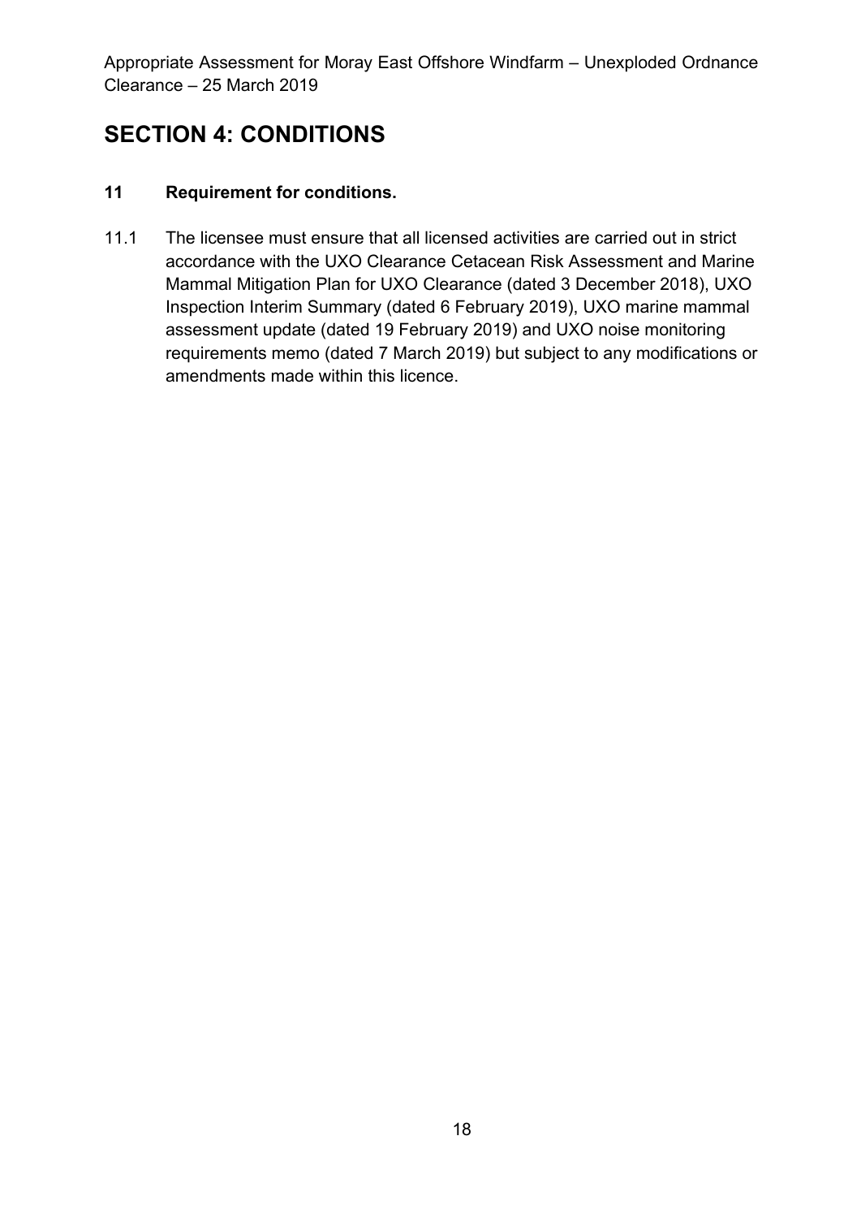# SECTION 4: CONDITIONS

## 11 Requirement for conditions.

11.1 The licensee must ensure that all licensed activities are carried out in strict accordance with the UXO Clearance Cetacean Risk Assessment and Marine Mammal Mitigation Plan for UXO Clearance (dated 3 December 2018), UXO Inspection Interim Summary (dated 6 February 2019), UXO marine mammal assessment update (dated 19 February 2019) and UXO noise monitoring requirements memo (dated 7 March 2019) but subject to any modifications or amendments made within this licence.